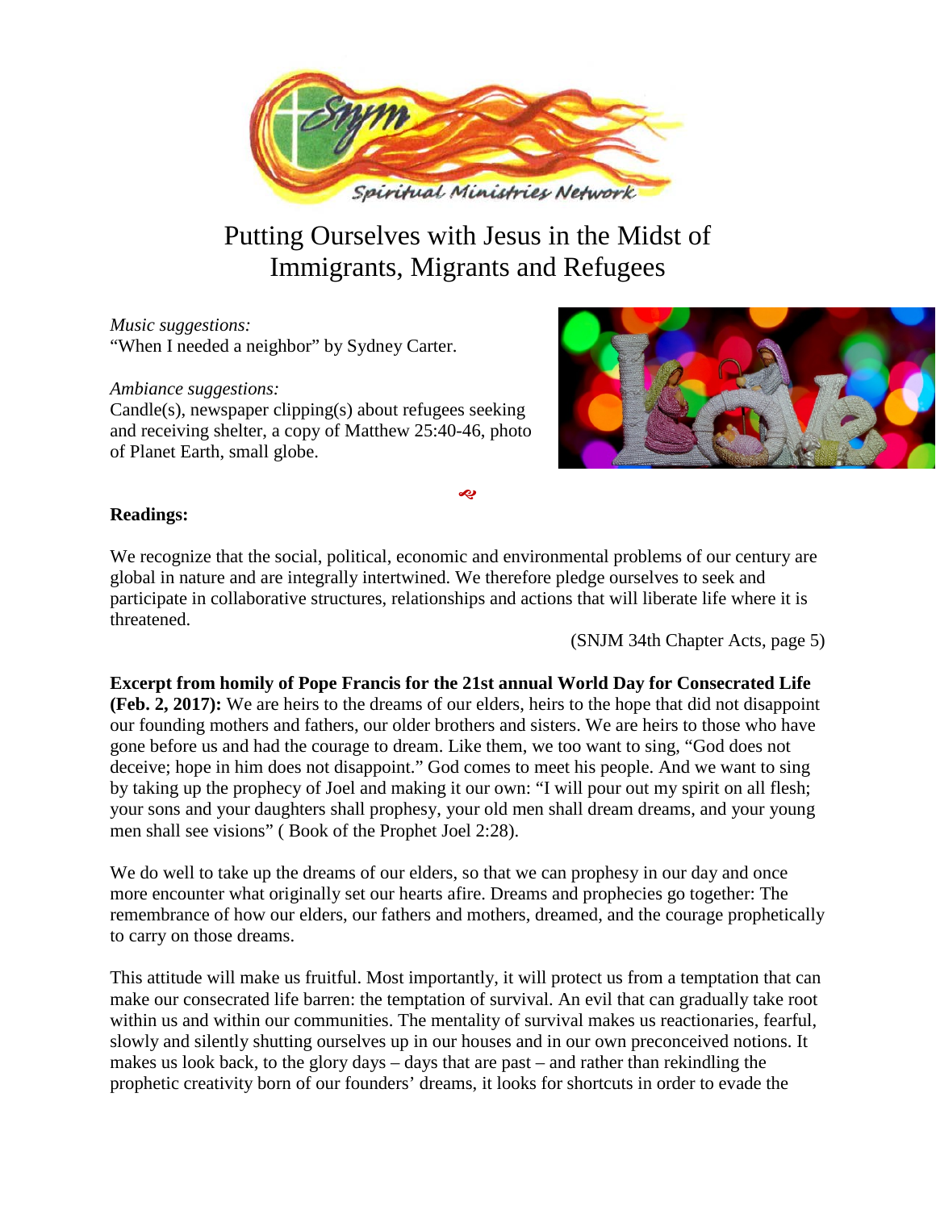# Putting Ourselves with Jesus in the Midst of Immigrants, Migrants and Refugees

*Music suggestions:*
"When I needed a neighbor" by Sydney Carter.

*Ambiance suggestions:*
Candle(s), newspaper clipping(s) about refugees seeking and receiving shelter, a copy of Matthew 25:40-46, photo of Planet Earth, small globe.

**Readings:**

We recognize that the social, political, economic and environmental problems of our century are global in nature and are integrally intertwined. We therefore pledge ourselves to seek and participate in collaborative structures, relationships and actions that will liberate life where it is threatened.

(SNJM 34th Chapter Acts, page 5)

**Excerpt from homily of Pope Francis for the 21st annual World Day for Consecrated Life (Feb. 2, 2017):** We are heirs to the dreams of our elders, heirs to the hope that did not disappoint our founding mothers and fathers, our older brothers and sisters. We are heirs to those who have gone before us and had the courage to dream. Like them, we too want to sing, "God does not deceive; hope in him does not disappoint." God comes to meet his people. And we want to sing by taking up the prophecy of Joel and making it our own: "I will pour out my spirit on all flesh; your sons and your daughters shall prophesy, your old men shall dream dreams, and your young men shall see visions" ( Book of the Prophet Joel 2:28).

We do well to take up the dreams of our elders, so that we can prophesy in our day and once more encounter what originally set our hearts afire. Dreams and prophecies go together: The remembrance of how our elders, our fathers and mothers, dreamed, and the courage prophetically to carry on those dreams.

This attitude will make us fruitful. Most importantly, it will protect us from a temptation that can make our consecrated life barren: the temptation of survival. An evil that can gradually take root within us and within our communities. The mentality of survival makes us reactionaries, fearful, slowly and silently shutting ourselves up in our houses and in our own preconceived notions. It makes us look back, to the glory days – days that are past – and rather than rekindling the prophetic creativity born of our founders' dreams, it looks for shortcuts in order to evade the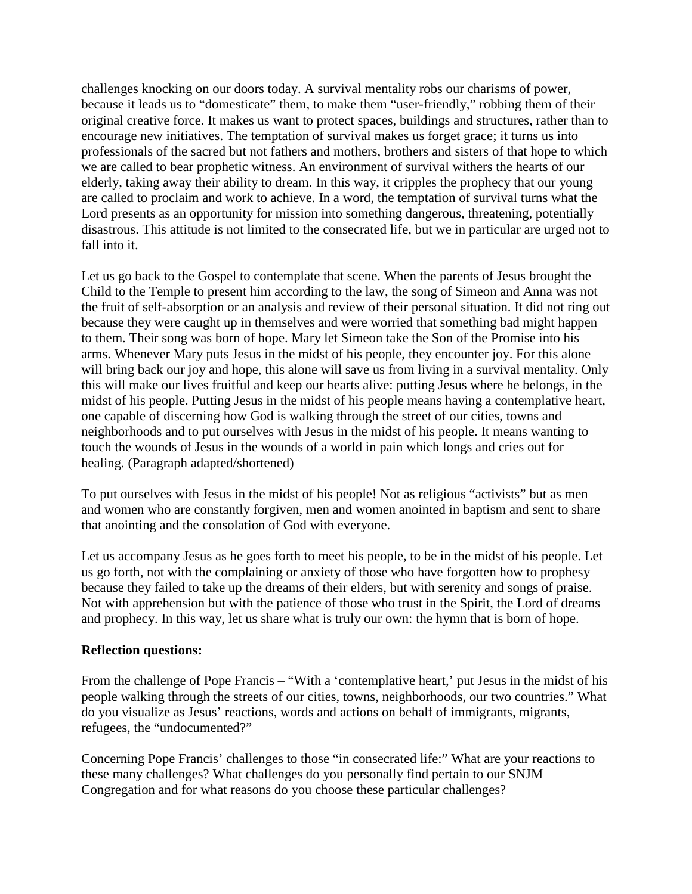challenges knocking on our doors today. A survival mentality robs our charisms of power, because it leads us to "domesticate" them, to make them "user-friendly," robbing them of their original creative force. It makes us want to protect spaces, buildings and structures, rather than to encourage new initiatives. The temptation of survival makes us forget grace; it turns us into professionals of the sacred but not fathers and mothers, brothers and sisters of that hope to which we are called to bear prophetic witness. An environment of survival withers the hearts of our elderly, taking away their ability to dream. In this way, it cripples the prophecy that our young are called to proclaim and work to achieve. In a word, the temptation of survival turns what the Lord presents as an opportunity for mission into something dangerous, threatening, potentially disastrous. This attitude is not limited to the consecrated life, but we in particular are urged not to fall into it.

Let us go back to the Gospel to contemplate that scene. When the parents of Jesus brought the Child to the Temple to present him according to the law, the song of Simeon and Anna was not the fruit of self-absorption or an analysis and review of their personal situation. It did not ring out because they were caught up in themselves and were worried that something bad might happen to them. Their song was born of hope. Mary let Simeon take the Son of the Promise into his arms. Whenever Mary puts Jesus in the midst of his people, they encounter joy. For this alone will bring back our joy and hope, this alone will save us from living in a survival mentality. Only this will make our lives fruitful and keep our hearts alive: putting Jesus where he belongs, in the midst of his people. Putting Jesus in the midst of his people means having a contemplative heart, one capable of discerning how God is walking through the street of our cities, towns and neighborhoods and to put ourselves with Jesus in the midst of his people. It means wanting to touch the wounds of Jesus in the wounds of a world in pain which longs and cries out for healing. (Paragraph adapted/shortened)

To put ourselves with Jesus in the midst of his people! Not as religious "activists" but as men and women who are constantly forgiven, men and women anointed in baptism and sent to share that anointing and the consolation of God with everyone.

Let us accompany Jesus as he goes forth to meet his people, to be in the midst of his people. Let us go forth, not with the complaining or anxiety of those who have forgotten how to prophesy because they failed to take up the dreams of their elders, but with serenity and songs of praise. Not with apprehension but with the patience of those who trust in the Spirit, the Lord of dreams and prophecy. In this way, let us share what is truly our own: the hymn that is born of hope.

**Reflection questions:**

From the challenge of Pope Francis – "With a 'contemplative heart,' put Jesus in the midst of his people walking through the streets of our cities, towns, neighborhoods, our two countries." What do you visualize as Jesus' reactions, words and actions on behalf of immigrants, migrants, refugees, the "undocumented?"

Concerning Pope Francis' challenges to those "in consecrated life:" What are your reactions to these many challenges? What challenges do you personally find pertain to our SNJM Congregation and for what reasons do you choose these particular challenges?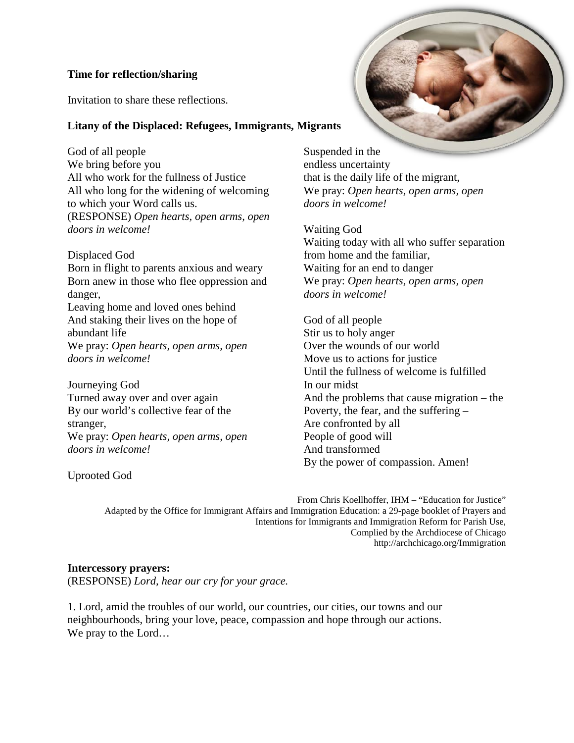**Time for reflection/sharing**

Invitation to share these reflections.

**Litany of the Displaced: Refugees, Immigrants, Migrants**

God of all people
We bring before you
All who work for the fullness of Justice
All who long for the widening of welcoming to which your Word calls us.
(RESPONSE) *Open hearts, open arms, open doors in welcome!*

Displaced God
Born in flight to parents anxious and weary
Born anew in those who flee oppression and danger,
Leaving home and loved ones behind
And staking their lives on the hope of abundant life
We pray: *Open hearts, open arms, open doors in welcome!*

Journeying God
Turned away over and over again
By our world's collective fear of the stranger,
We pray: *Open hearts, open arms, open doors in welcome!*

Uprooted God
Suspended in the endless uncertainty
that is the daily life of the migrant,
We pray: *Open hearts, open arms, open doors in welcome!*

Waiting God
Waiting today with all who suffer separation from home and the familiar,
Waiting for an end to danger
We pray: *Open hearts, open arms, open doors in welcome!*

God of all people
Stir us to holy anger
Over the wounds of our world
Move us to actions for justice
Until the fullness of welcome is fulfilled
In our midst
And the problems that cause migration – the Poverty, the fear, and the suffering –
Are confronted by all
People of good will
And transformed
By the power of compassion. Amen!

From Chris Koellhoffer, IHM – "Education for Justice"
Adapted by the Office for Immigrant Affairs and Immigration Education: a 29-page booklet of Prayers and Intentions for Immigrants and Immigration Reform for Parish Use,
Complied by the Archdiocese of Chicago
http://archchicago.org/Immigration

**Intercessory prayers:**
(RESPONSE) *Lord, hear our cry for your grace.*

1. Lord, amid the troubles of our world, our countries, our cities, our towns and our neighbourhoods, bring your love, peace, compassion and hope through our actions.
We pray to the Lord…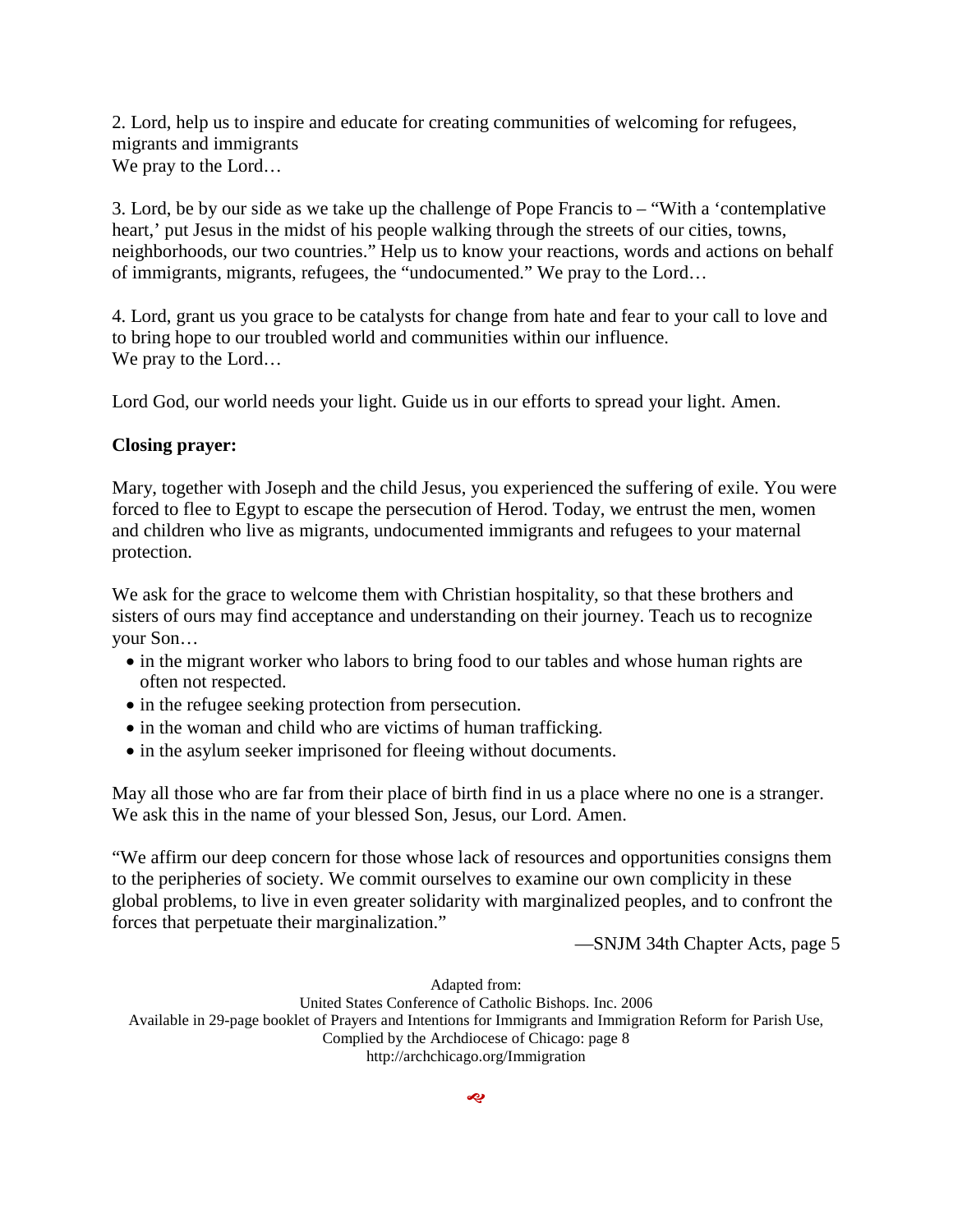2. Lord, help us to inspire and educate for creating communities of welcoming for refugees, migrants and immigrants
We pray to the Lord…

3. Lord, be by our side as we take up the challenge of Pope Francis to – "With a 'contemplative heart,' put Jesus in the midst of his people walking through the streets of our cities, towns, neighborhoods, our two countries." Help us to know your reactions, words and actions on behalf of immigrants, migrants, refugees, the "undocumented." We pray to the Lord…

4. Lord, grant us you grace to be catalysts for change from hate and fear to your call to love and to bring hope to our troubled world and communities within our influence.
We pray to the Lord…

Lord God, our world needs your light. Guide us in our efforts to spread your light. Amen.

**Closing prayer:**

Mary, together with Joseph and the child Jesus, you experienced the suffering of exile. You were forced to flee to Egypt to escape the persecution of Herod. Today, we entrust the men, women and children who live as migrants, undocumented immigrants and refugees to your maternal protection.

We ask for the grace to welcome them with Christian hospitality, so that these brothers and sisters of ours may find acceptance and understanding on their journey. Teach us to recognize your Son…

- in the migrant worker who labors to bring food to our tables and whose human rights are often not respected.
- in the refugee seeking protection from persecution.
- in the woman and child who are victims of human trafficking.
- in the asylum seeker imprisoned for fleeing without documents.

May all those who are far from their place of birth find in us a place where no one is a stranger. We ask this in the name of your blessed Son, Jesus, our Lord. Amen.

"We affirm our deep concern for those whose lack of resources and opportunities consigns them to the peripheries of society. We commit ourselves to examine our own complicity in these global problems, to live in even greater solidarity with marginalized peoples, and to confront the forces that perpetuate their marginalization."

—SNJM 34th Chapter Acts, page 5

Adapted from:
United States Conference of Catholic Bishops. Inc. 2006
Available in 29-page booklet of Prayers and Intentions for Immigrants and Immigration Reform for Parish Use,
Complied by the Archdiocese of Chicago: page 8
http://archchicago.org/Immigration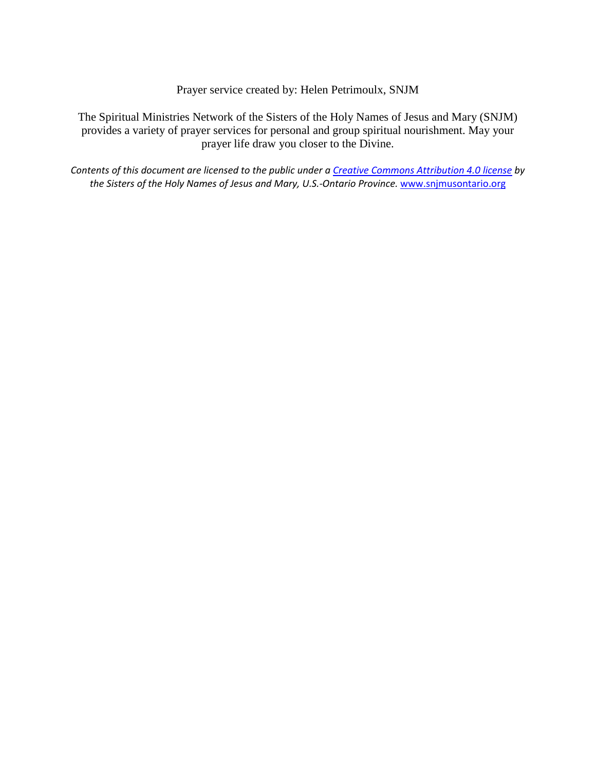Prayer service created by: Helen Petrimoulx, SNJM

The Spiritual Ministries Network of the Sisters of the Holy Names of Jesus and Mary (SNJM) provides a variety of prayer services for personal and group spiritual nourishment. May your prayer life draw you closer to the Divine.

*Contents of this document are licensed to the public under a [Creative Commons Attribution 4.0 license](https://creativecommons.org/licenses/by/4.0/) by the Sisters of the Holy Names of Jesus and Mary, U.S.-Ontario Province.* [www.snjmusontario.org](http://www.snjmusontario.org)